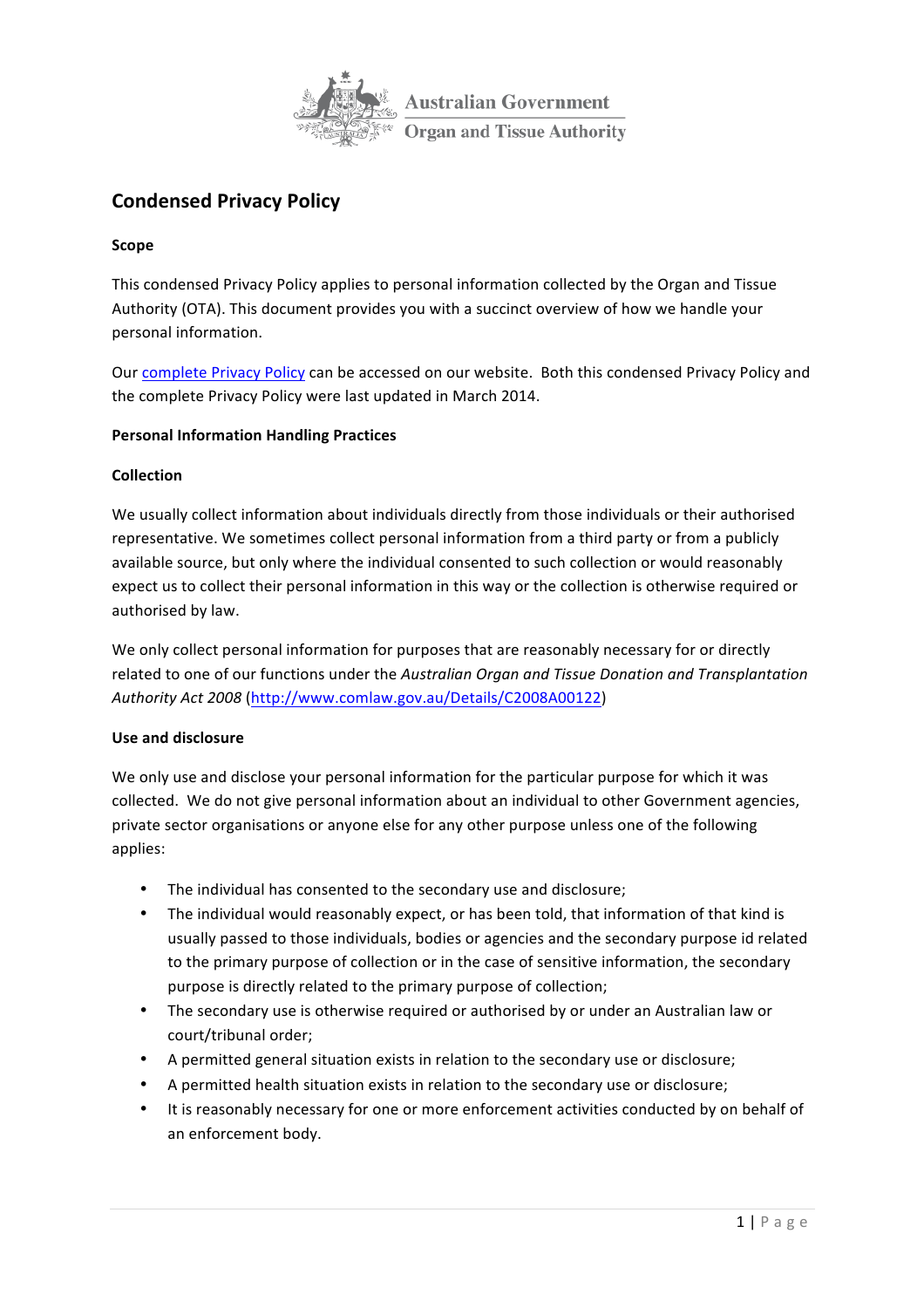Australian Government
Organ and Tissue Authority

# Condensed Privacy Policy

### Scope

This condensed Privacy Policy applies to personal information collected by the Organ and Tissue Authority (OTA). This document provides you with a succinct overview of how we handle your personal information.

Our complete Privacy Policy can be accessed on our website. Both this condensed Privacy Policy and the complete Privacy Policy were last updated in March 2014.

### Personal Information Handling Practices

### Collection

We usually collect information about individuals directly from those individuals or their authorised representative. We sometimes collect personal information from a third party or from a publicly available source, but only where the individual consented to such collection or would reasonably expect us to collect their personal information in this way or the collection is otherwise required or authorised by law.

We only collect personal information for purposes that are reasonably necessary for or directly related to one of our functions under the *Australian Organ and Tissue Donation and Transplantation Authority Act 2008* (http://www.comlaw.gov.au/Details/C2008A00122)

### Use and disclosure

We only use and disclose your personal information for the particular purpose for which it was collected. We do not give personal information about an individual to other Government agencies, private sector organisations or anyone else for any other purpose unless one of the following applies:

- The individual has consented to the secondary use and disclosure;
- The individual would reasonably expect, or has been told, that information of that kind is usually passed to those individuals, bodies or agencies and the secondary purpose id related to the primary purpose of collection or in the case of sensitive information, the secondary purpose is directly related to the primary purpose of collection;
- The secondary use is otherwise required or authorised by or under an Australian law or court/tribunal order;
- A permitted general situation exists in relation to the secondary use or disclosure;
- A permitted health situation exists in relation to the secondary use or disclosure;
- It is reasonably necessary for one or more enforcement activities conducted by on behalf of an enforcement body.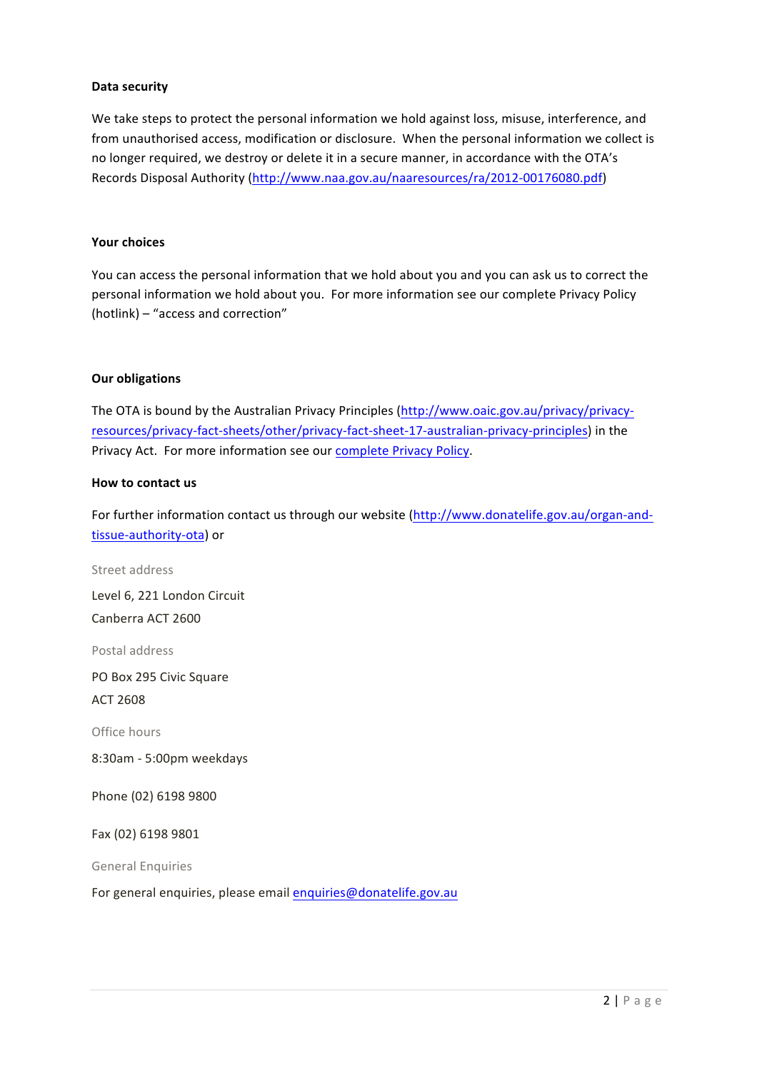**Data security**

We take steps to protect the personal information we hold against loss, misuse, interference, and from unauthorised access, modification or disclosure. When the personal information we collect is no longer required, we destroy or delete it in a secure manner, in accordance with the OTA's Records Disposal Authority (http://www.naa.gov.au/naaresources/ra/2012-00176080.pdf)

**Your choices**

You can access the personal information that we hold about you and you can ask us to correct the personal information we hold about you. For more information see our complete Privacy Policy (hotlink) – "access and correction"

**Our obligations**

The OTA is bound by the Australian Privacy Principles (http://www.oaic.gov.au/privacy/privacy-resources/privacy-fact-sheets/other/privacy-fact-sheet-17-australian-privacy-principles) in the Privacy Act. For more information see our complete Privacy Policy.

**How to contact us**

For further information contact us through our website (http://www.donatelife.gov.au/organ-and-tissue-authority-ota) or

Street address

Level 6, 221 London Circuit

Canberra ACT 2600

Postal address

PO Box 295 Civic Square

ACT 2608

Office hours

8:30am - 5:00pm weekdays

Phone (02) 6198 9800

Fax (02) 6198 9801

General Enquiries

For general enquiries, please email enquiries@donatelife.gov.au